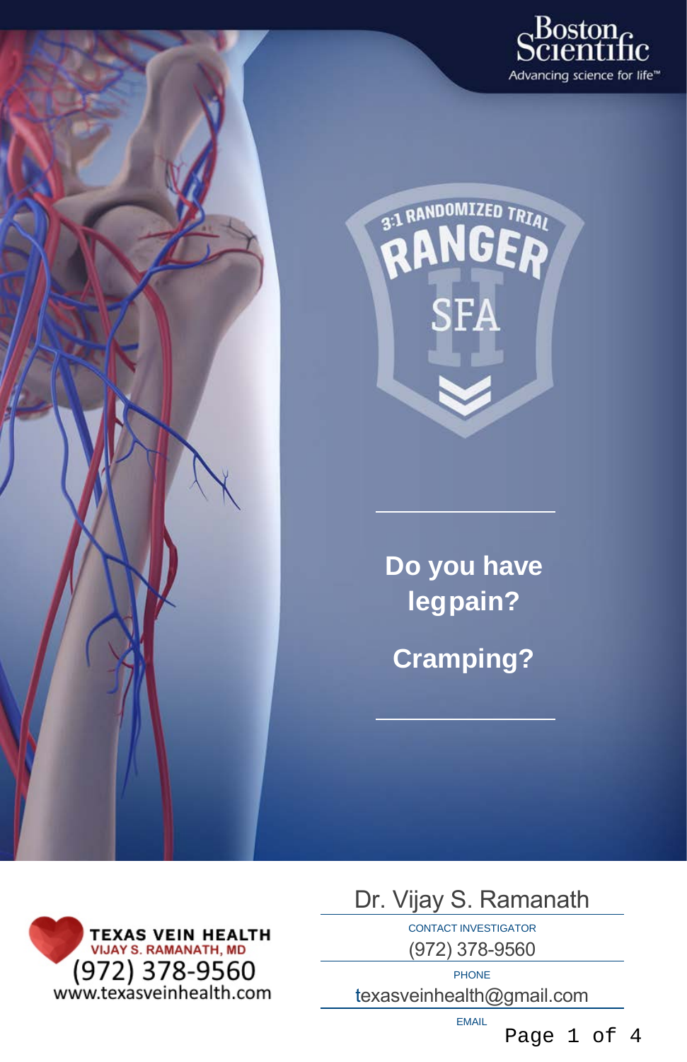Boston Scientific

Advancing science for life™

3:1 RANDOMIZED TRIAL

RANGER II SFA

## Do you have legpain?

## Cramping?

TEXAS VEIN HEALTH
VIJAY S. RAMANATH, MD
(972) 378-9560
www.texasveinhealth.com

Dr. Vijay S. Ramanath

CONTACT INVESTIGATOR

(972) 378-9560

PHONE

texasveinhealth@gmail.com

EMAIL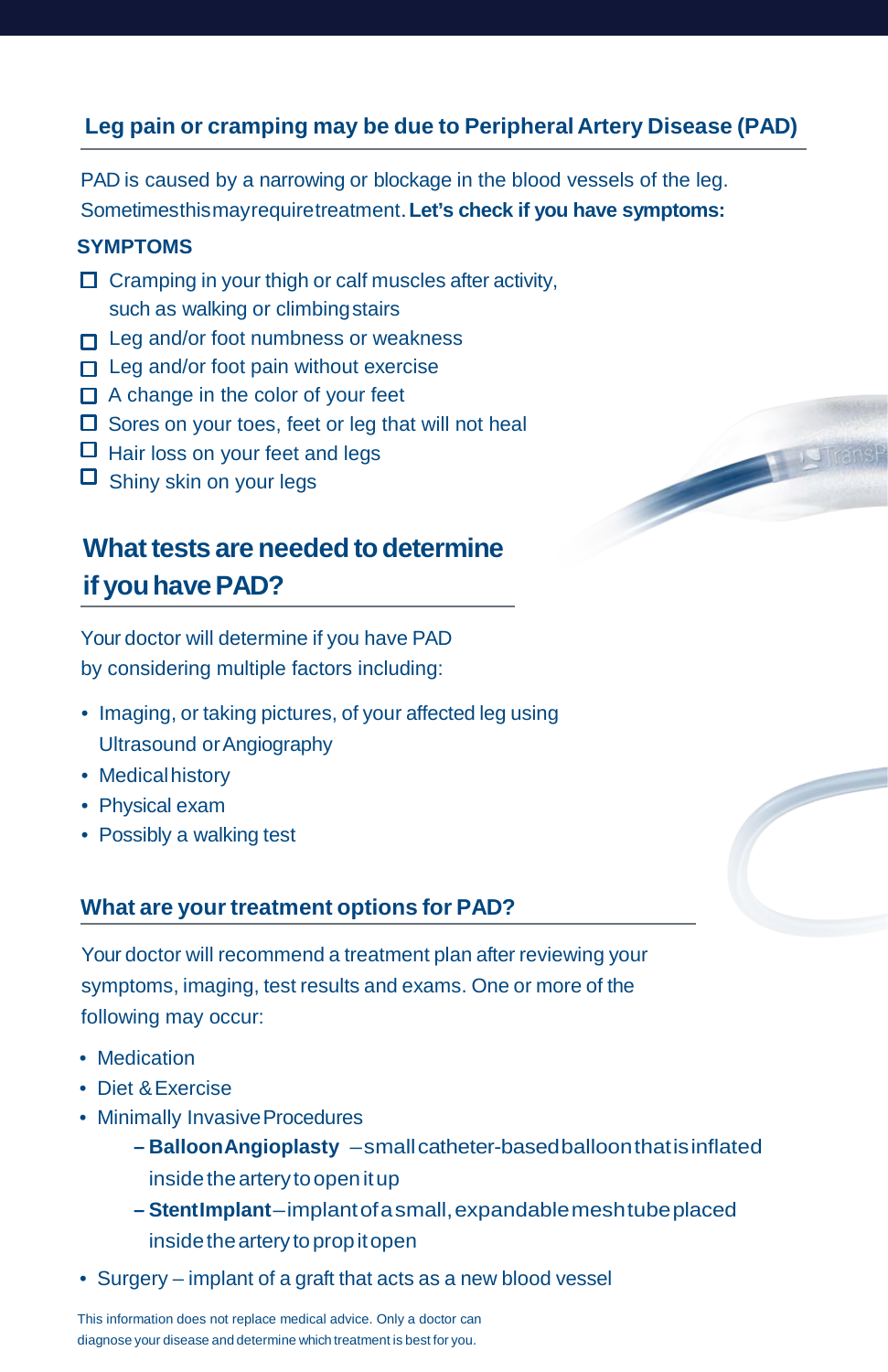## Leg pain or cramping may be due to Peripheral Artery Disease (PAD)

PAD is caused by a narrowing or blockage in the blood vessels of the leg. Sometimes this may require treatment. **Let's check if you have symptoms:**

**SYMPTOMS**

- ☐ Cramping in your thigh or calf muscles after activity, such as walking or climbing stairs
- ☐ Leg and/or foot numbness or weakness
- ☐ Leg and/or foot pain without exercise
- ☐ A change in the color of your feet
- ☐ Sores on your toes, feet or leg that will not heal
- ☐ Hair loss on your feet and legs
- ☐ Shiny skin on your legs

## What tests are needed to determine if you have PAD?

Your doctor will determine if you have PAD by considering multiple factors including:

- Imaging, or taking pictures, of your affected leg using Ultrasound or Angiography
- Medical history
- Physical exam
- Possibly a walking test

## What are your treatment options for PAD?

Your doctor will recommend a treatment plan after reviewing your symptoms, imaging, test results and exams. One or more of the following may occur:

- Medication
- Diet & Exercise
- Minimally Invasive Procedures
  - **Balloon Angioplasty** – small catheter-based balloon that is inflated inside the artery to open it up
  - **Stent Implant** – implant of a small, expandable mesh tube placed inside the artery to prop it open
- Surgery – implant of a graft that acts as a new blood vessel

This information does not replace medical advice. Only a doctor can diagnose your disease and determine which treatment is best for you.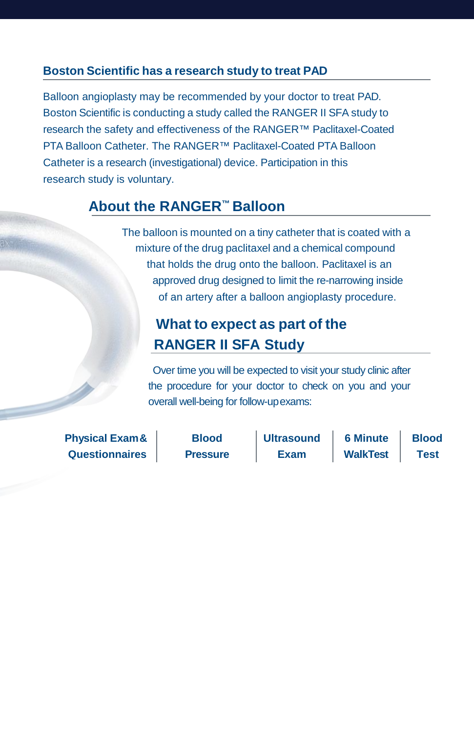## Boston Scientific has a research study to treat PAD

Balloon angioplasty may be recommended by your doctor to treat PAD. Boston Scientific is conducting a study called the RANGER II SFA study to research the safety and effectiveness of the RANGER™ Paclitaxel-Coated PTA Balloon Catheter. The RANGER™ Paclitaxel-Coated PTA Balloon Catheter is a research (investigational) device. Participation in this research study is voluntary.

## About the RANGER™ Balloon

The balloon is mounted on a tiny catheter that is coated with a mixture of the drug paclitaxel and a chemical compound that holds the drug onto the balloon. Paclitaxel is an approved drug designed to limit the re-narrowing inside of an artery after a balloon angioplasty procedure.

## What to expect as part of the RANGER II SFA Study

Over time you will be expected to visit your study clinic after the procedure for your doctor to check on you and your overall well-being for follow-up exams:

**Physical Exam & Questionnaires** | **Blood Pressure** | **Ultrasound Exam** | **6 Minute WalkTest** | **Blood Test**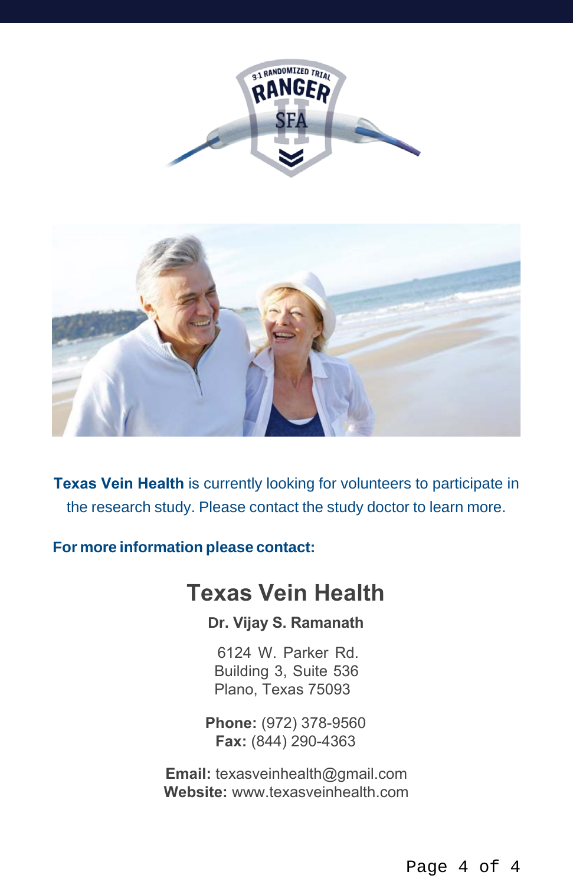**Texas Vein Health** is currently looking for volunteers to participate in the research study. Please contact the study doctor to learn more.

**For more information please contact:**

## Texas Vein Health

**Dr. Vijay S. Ramanath**

6124 W. Parker Rd.
Building 3, Suite 536
Plano, Texas 75093

**Phone:** (972) 378-9560
**Fax:** (844) 290-4363

**Email:** texasveinhealth@gmail.com
**Website:** www.texasveinhealth.com